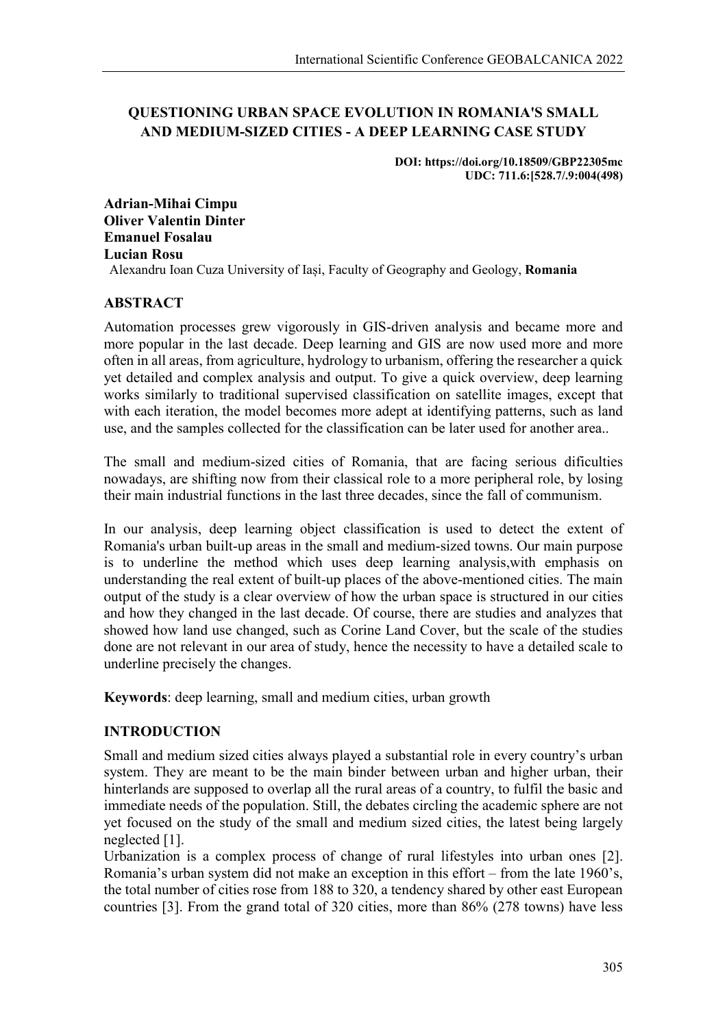# QUESTIONING URBAN SPACE EVOLUTION IN ROMANIA'S SMALL AND MEDIUM-SIZED CITIES - A DEEP LEARNING CASE STUDY

**DOI: https://doi.org/10.18509/GBP22305mc**
**UDC: 711.6:[528.7/.9:004(498)**

**Adrian-Mihai Cimpu**
**Oliver Valentin Dinter**
**Emanuel Fosalau**
**Lucian Rosu**
Alexandru Ioan Cuza University of Iași, Faculty of Geography and Geology, **Romania**

## ABSTRACT

Automation processes grew vigorously in GIS-driven analysis and became more and more popular in the last decade. Deep learning and GIS are now used more and more often in all areas, from agriculture, hydrology to urbanism, offering the researcher a quick yet detailed and complex analysis and output. To give a quick overview, deep learning works similarly to traditional supervised classification on satellite images, except that with each iteration, the model becomes more adept at identifying patterns, such as land use, and the samples collected for the classification can be later used for another area..

The small and medium-sized cities of Romania, that are facing serious dificulties nowadays, are shifting now from their classical role to a more peripheral role, by losing their main industrial functions in the last three decades, since the fall of communism.

In our analysis, deep learning object classification is used to detect the extent of Romania's urban built-up areas in the small and medium-sized towns. Our main purpose is to underline the method which uses deep learning analysis,with emphasis on understanding the real extent of built-up places of the above-mentioned cities. The main output of the study is a clear overview of how the urban space is structured in our cities and how they changed in the last decade. Of course, there are studies and analyzes that showed how land use changed, such as Corine Land Cover, but the scale of the studies done are not relevant in our area of study, hence the necessity to have a detailed scale to underline precisely the changes.

**Keywords**: deep learning, small and medium cities, urban growth

## INTRODUCTION

Small and medium sized cities always played a substantial role in every country's urban system. They are meant to be the main binder between urban and higher urban, their hinterlands are supposed to overlap all the rural areas of a country, to fulfil the basic and immediate needs of the population. Still, the debates circling the academic sphere are not yet focused on the study of the small and medium sized cities, the latest being largely neglected [1].

Urbanization is a complex process of change of rural lifestyles into urban ones [2]. Romania's urban system did not make an exception in this effort – from the late 1960's, the total number of cities rose from 188 to 320, a tendency shared by other east European countries [3]. From the grand total of 320 cities, more than 86% (278 towns) have less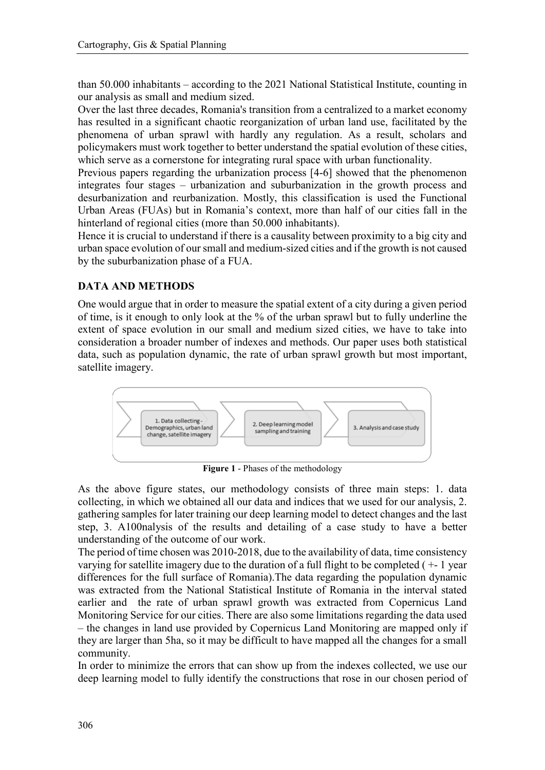than 50.000 inhabitants – according to the 2021 National Statistical Institute, counting in our analysis as small and medium sized.

Over the last three decades, Romania's transition from a centralized to a market economy has resulted in a significant chaotic reorganization of urban land use, facilitated by the phenomena of urban sprawl with hardly any regulation. As a result, scholars and policymakers must work together to better understand the spatial evolution of these cities, which serve as a cornerstone for integrating rural space with urban functionality.

Previous papers regarding the urbanization process [4-6] showed that the phenomenon integrates four stages – urbanization and suburbanization in the growth process and desurbanization and reurbanization. Mostly, this classification is used the Functional Urban Areas (FUAs) but in Romania's context, more than half of our cities fall in the hinterland of regional cities (more than 50.000 inhabitants).

Hence it is crucial to understand if there is a causality between proximity to a big city and urban space evolution of our small and medium-sized cities and if the growth is not caused by the suburbanization phase of a FUA.

## DATA AND METHODS

One would argue that in order to measure the spatial extent of a city during a given period of time, is it enough to only look at the % of the urban sprawl but to fully underline the extent of space evolution in our small and medium sized cities, we have to take into consideration a broader number of indexes and methods. Our paper uses both statistical data, such as population dynamic, the rate of urban sprawl growth but most important, satellite imagery.

1. Data collecting - Demographics, urban land change, satellite imagery → 2. Deep learning model sampling and training → 3. Analysis and case study

**Figure 1** - Phases of the methodology

As the above figure states, our methodology consists of three main steps: 1. data collecting, in which we obtained all our data and indices that we used for our analysis, 2. gathering samples for later training our deep learning model to detect changes and the last step, 3. A100nalysis of the results and detailing of a case study to have a better understanding of the outcome of our work.

The period of time chosen was 2010-2018, due to the availability of data, time consistency varying for satellite imagery due to the duration of a full flight to be completed ( +- 1 year differences for the full surface of Romania).The data regarding the population dynamic was extracted from the National Statistical Institute of Romania in the interval stated earlier and the rate of urban sprawl growth was extracted from Copernicus Land Monitoring Service for our cities. There are also some limitations regarding the data used – the changes in land use provided by Copernicus Land Monitoring are mapped only if they are larger than 5ha, so it may be difficult to have mapped all the changes for a small community.

In order to minimize the errors that can show up from the indexes collected, we use our deep learning model to fully identify the constructions that rose in our chosen period of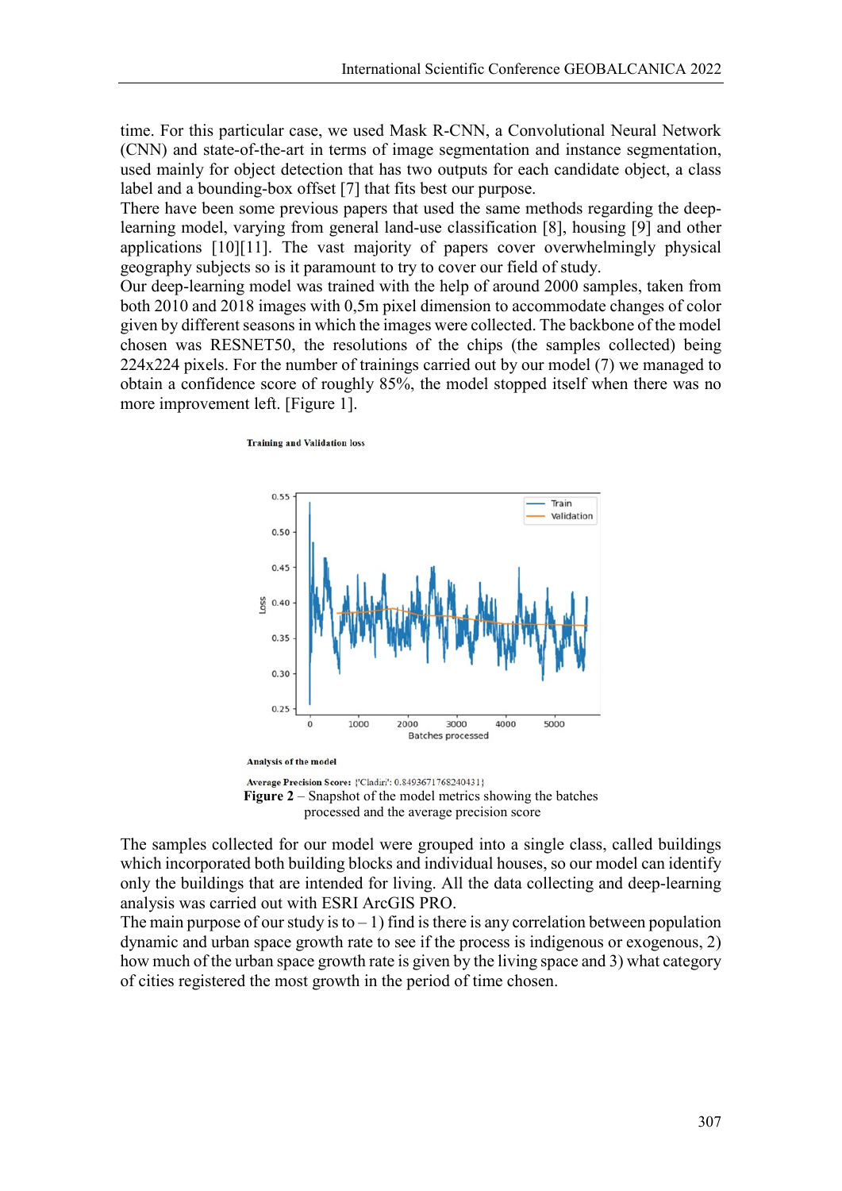time. For this particular case, we used Mask R-CNN, a Convolutional Neural Network (CNN) and state-of-the-art in terms of image segmentation and instance segmentation, used mainly for object detection that has two outputs for each candidate object, a class label and a bounding-box offset [7] that fits best our purpose.

There have been some previous papers that used the same methods regarding the deep-learning model, varying from general land-use classification [8], housing [9] and other applications [10][11]. The vast majority of papers cover overwhelmingly physical geography subjects so is it paramount to try to cover our field of study.

Our deep-learning model was trained with the help of around 2000 samples, taken from both 2010 and 2018 images with 0,5m pixel dimension to accommodate changes of color given by different seasons in which the images were collected. The backbone of the model chosen was RESNET50, the resolutions of the chips (the samples collected) being 224x224 pixels. For the number of trainings carried out by our model (7) we managed to obtain a confidence score of roughly 85%, the model stopped itself when there was no more improvement left. [Figure 1].

**Training and Validation loss**

**Analysis of the model**

**Average Precision Score:** {'Cladiri': 0.8493671768240431}

**Figure 2** – Snapshot of the model metrics showing the batches processed and the average precision score

The samples collected for our model were grouped into a single class, called buildings which incorporated both building blocks and individual houses, so our model can identify only the buildings that are intended for living. All the data collecting and deep-learning analysis was carried out with ESRI ArcGIS PRO.

The main purpose of our study is to – 1) find is there is any correlation between population dynamic and urban space growth rate to see if the process is indigenous or exogenous, 2) how much of the urban space growth rate is given by the living space and 3) what category of cities registered the most growth in the period of time chosen.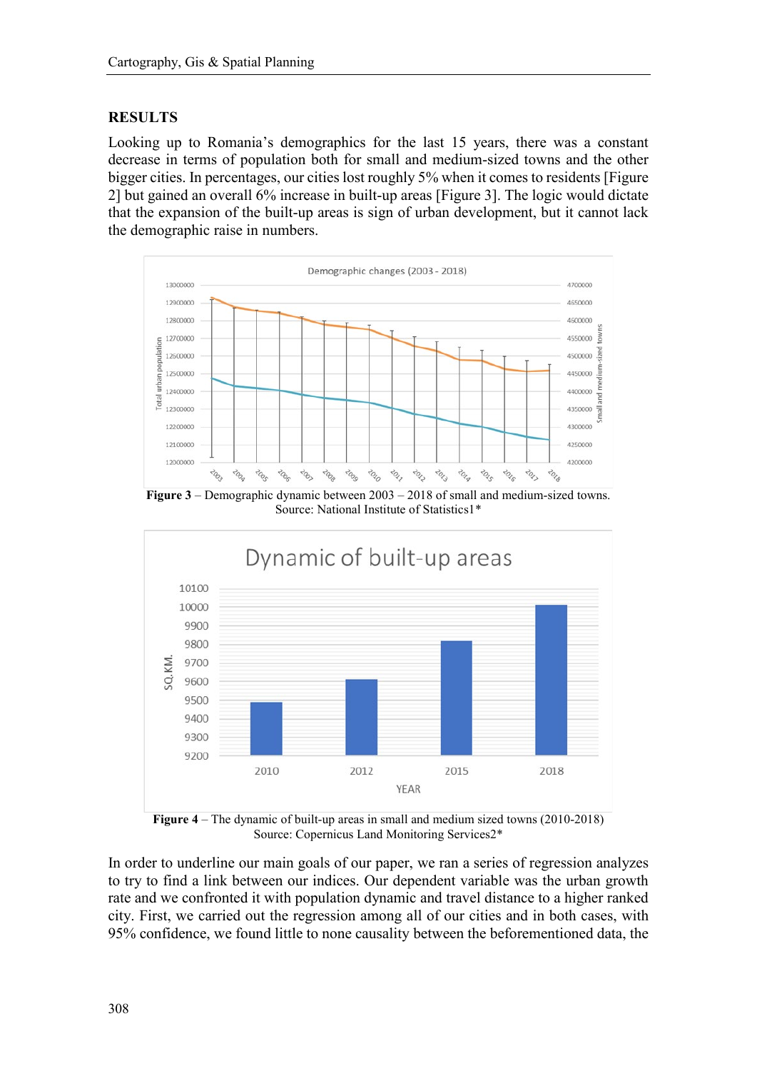## RESULTS

Looking up to Romania's demographics for the last 15 years, there was a constant decrease in terms of population both for small and medium-sized towns and the other bigger cities. In percentages, our cities lost roughly 5% when it comes to residents [Figure 2] but gained an overall 6% increase in built-up areas [Figure 3]. The logic would dictate that the expansion of the built-up areas is sign of urban development, but it cannot lack the demographic raise in numbers.

**Figure 3** – Demographic dynamic between 2003 – 2018 of small and medium-sized towns. Source: National Institute of Statistics1*

**Figure 4** – The dynamic of built-up areas in small and medium sized towns (2010-2018) Source: Copernicus Land Monitoring Services2*

In order to underline our main goals of our paper, we ran a series of regression analyzes to try to find a link between our indices. Our dependent variable was the urban growth rate and we confronted it with population dynamic and travel distance to a higher ranked city. First, we carried out the regression among all of our cities and in both cases, with 95% confidence, we found little to none causality between the beforementioned data, the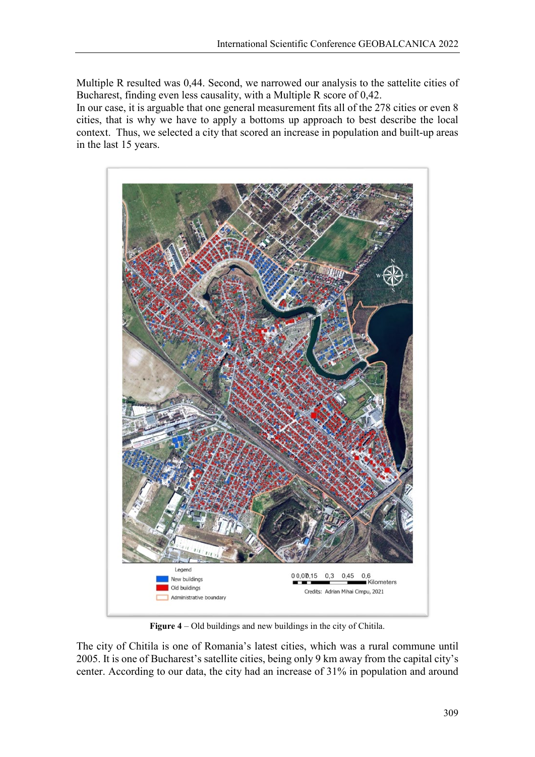Multiple R resulted was 0,44. Second, we narrowed our analysis to the sattelite cities of Bucharest, finding even less causality, with a Multiple R score of 0,42.
In our case, it is arguable that one general measurement fits all of the 278 cities or even 8 cities, that is why we have to apply a bottoms up approach to best describe the local context. Thus, we selected a city that scored an increase in population and built-up areas in the last 15 years.

**Figure 4** – Old buildings and new buildings in the city of Chitila.

The city of Chitila is one of Romania's latest cities, which was a rural commune until 2005. It is one of Bucharest's satellite cities, being only 9 km away from the capital city's center. According to our data, the city had an increase of 31% in population and around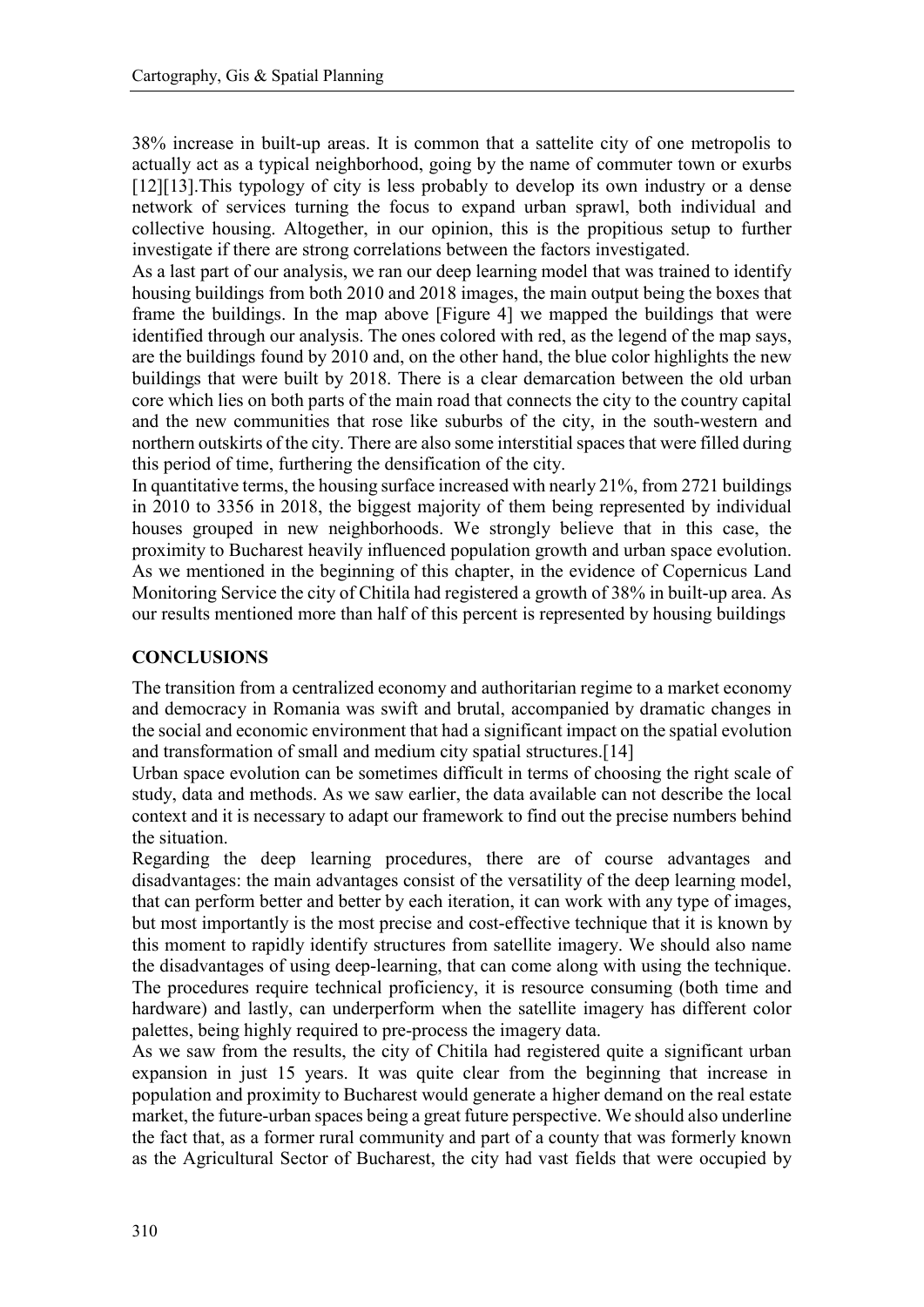38% increase in built-up areas. It is common that a sattelite city of one metropolis to actually act as a typical neighborhood, going by the name of commuter town or exurbs [12][13].This typology of city is less probably to develop its own industry or a dense network of services turning the focus to expand urban sprawl, both individual and collective housing. Altogether, in our opinion, this is the propitious setup to further investigate if there are strong correlations between the factors investigated.

As a last part of our analysis, we ran our deep learning model that was trained to identify housing buildings from both 2010 and 2018 images, the main output being the boxes that frame the buildings. In the map above [Figure 4] we mapped the buildings that were identified through our analysis. The ones colored with red, as the legend of the map says, are the buildings found by 2010 and, on the other hand, the blue color highlights the new buildings that were built by 2018. There is a clear demarcation between the old urban core which lies on both parts of the main road that connects the city to the country capital and the new communities that rose like suburbs of the city, in the south-western and northern outskirts of the city. There are also some interstitial spaces that were filled during this period of time, furthering the densification of the city.

In quantitative terms, the housing surface increased with nearly 21%, from 2721 buildings in 2010 to 3356 in 2018, the biggest majority of them being represented by individual houses grouped in new neighborhoods. We strongly believe that in this case, the proximity to Bucharest heavily influenced population growth and urban space evolution. As we mentioned in the beginning of this chapter, in the evidence of Copernicus Land Monitoring Service the city of Chitila had registered a growth of 38% in built-up area. As our results mentioned more than half of this percent is represented by housing buildings

## CONCLUSIONS

The transition from a centralized economy and authoritarian regime to a market economy and democracy in Romania was swift and brutal, accompanied by dramatic changes in the social and economic environment that had a significant impact on the spatial evolution and transformation of small and medium city spatial structures.[14]

Urban space evolution can be sometimes difficult in terms of choosing the right scale of study, data and methods. As we saw earlier, the data available can not describe the local context and it is necessary to adapt our framework to find out the precise numbers behind the situation.

Regarding the deep learning procedures, there are of course advantages and disadvantages: the main advantages consist of the versatility of the deep learning model, that can perform better and better by each iteration, it can work with any type of images, but most importantly is the most precise and cost-effective technique that it is known by this moment to rapidly identify structures from satellite imagery. We should also name the disadvantages of using deep-learning, that can come along with using the technique. The procedures require technical proficiency, it is resource consuming (both time and hardware) and lastly, can underperform when the satellite imagery has different color palettes, being highly required to pre-process the imagery data.

As we saw from the results, the city of Chitila had registered quite a significant urban expansion in just 15 years. It was quite clear from the beginning that increase in population and proximity to Bucharest would generate a higher demand on the real estate market, the future-urban spaces being a great future perspective. We should also underline the fact that, as a former rural community and part of a county that was formerly known as the Agricultural Sector of Bucharest, the city had vast fields that were occupied by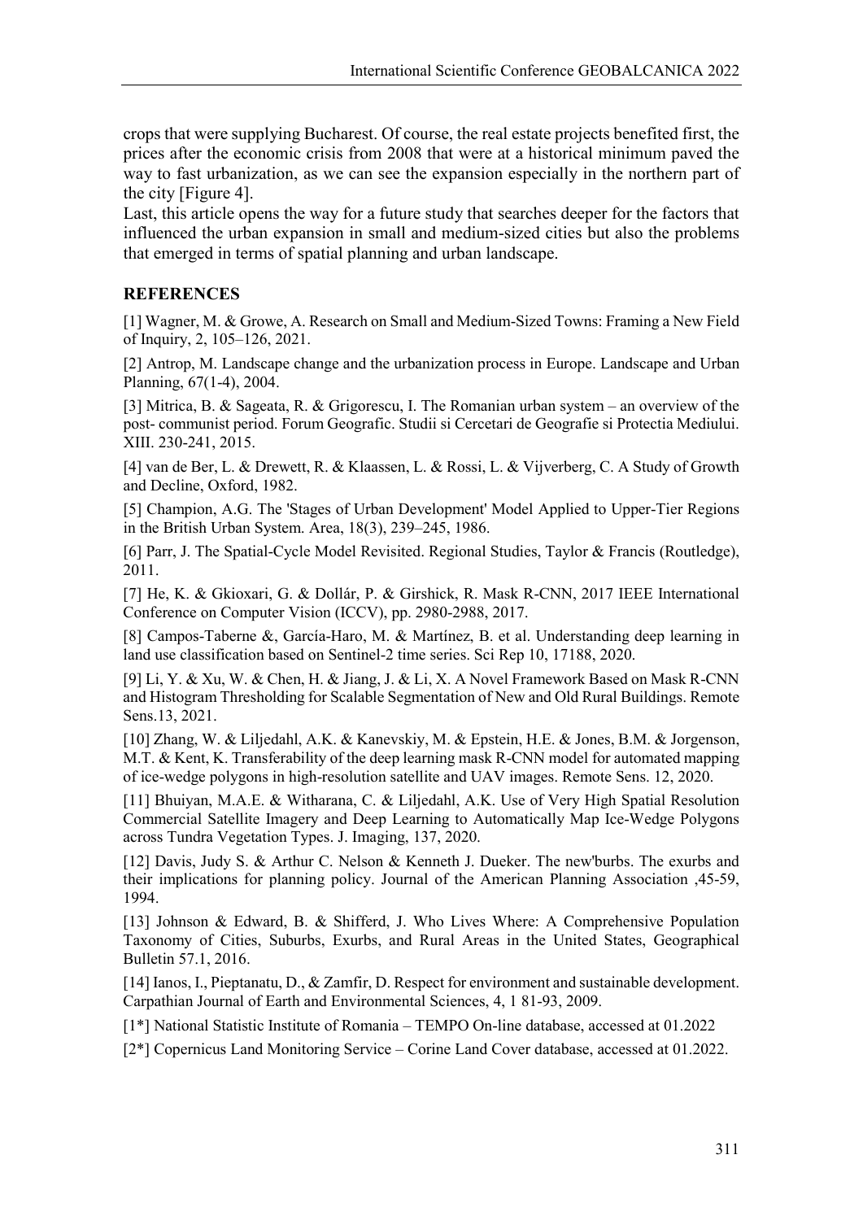crops that were supplying Bucharest. Of course, the real estate projects benefited first, the prices after the economic crisis from 2008 that were at a historical minimum paved the way to fast urbanization, as we can see the expansion especially in the northern part of the city [Figure 4].

Last, this article opens the way for a future study that searches deeper for the factors that influenced the urban expansion in small and medium-sized cities but also the problems that emerged in terms of spatial planning and urban landscape.

## REFERENCES

[1] Wagner, M. & Growe, A. Research on Small and Medium-Sized Towns: Framing a New Field of Inquiry, 2, 105–126, 2021.

[2] Antrop, M. Landscape change and the urbanization process in Europe. Landscape and Urban Planning, 67(1-4), 2004.

[3] Mitrica, B. & Sageata, R. & Grigorescu, I. The Romanian urban system – an overview of the post- communist period. Forum Geografic. Studii si Cercetari de Geografie si Protectia Mediului. XIII. 230-241, 2015.

[4] van de Ber, L. & Drewett, R. & Klaassen, L. & Rossi, L. & Vijverberg, C. A Study of Growth and Decline, Oxford, 1982.

[5] Champion, A.G. The 'Stages of Urban Development' Model Applied to Upper-Tier Regions in the British Urban System. Area, 18(3), 239–245, 1986.

[6] Parr, J. The Spatial-Cycle Model Revisited. Regional Studies, Taylor & Francis (Routledge), 2011.

[7] He, K. & Gkioxari, G. & Dollár, P. & Girshick, R. Mask R-CNN, 2017 IEEE International Conference on Computer Vision (ICCV), pp. 2980-2988, 2017.

[8] Campos-Taberne &, García-Haro, M. & Martínez, B. et al. Understanding deep learning in land use classification based on Sentinel-2 time series. Sci Rep 10, 17188, 2020.

[9] Li, Y. & Xu, W. & Chen, H. & Jiang, J. & Li, X. A Novel Framework Based on Mask R-CNN and Histogram Thresholding for Scalable Segmentation of New and Old Rural Buildings. Remote Sens.13, 2021.

[10] Zhang, W. & Liljedahl, A.K. & Kanevskiy, M. & Epstein, H.E. & Jones, B.M. & Jorgenson, M.T. & Kent, K. Transferability of the deep learning mask R-CNN model for automated mapping of ice-wedge polygons in high-resolution satellite and UAV images. Remote Sens. 12, 2020.

[11] Bhuiyan, M.A.E. & Witharana, C. & Liljedahl, A.K. Use of Very High Spatial Resolution Commercial Satellite Imagery and Deep Learning to Automatically Map Ice-Wedge Polygons across Tundra Vegetation Types. J. Imaging, 137, 2020.

[12] Davis, Judy S. & Arthur C. Nelson & Kenneth J. Dueker. The new'burbs. The exurbs and their implications for planning policy. Journal of the American Planning Association ,45-59, 1994.

[13] Johnson & Edward, B. & Shifferd, J. Who Lives Where: A Comprehensive Population Taxonomy of Cities, Suburbs, Exurbs, and Rural Areas in the United States, Geographical Bulletin 57.1, 2016.

[14] Ianos, I., Pieptanatu, D., & Zamfir, D. Respect for environment and sustainable development. Carpathian Journal of Earth and Environmental Sciences, 4, 1 81-93, 2009.

[1*] National Statistic Institute of Romania – TEMPO On-line database, accessed at 01.2022

[2*] Copernicus Land Monitoring Service – Corine Land Cover database, accessed at 01.2022.